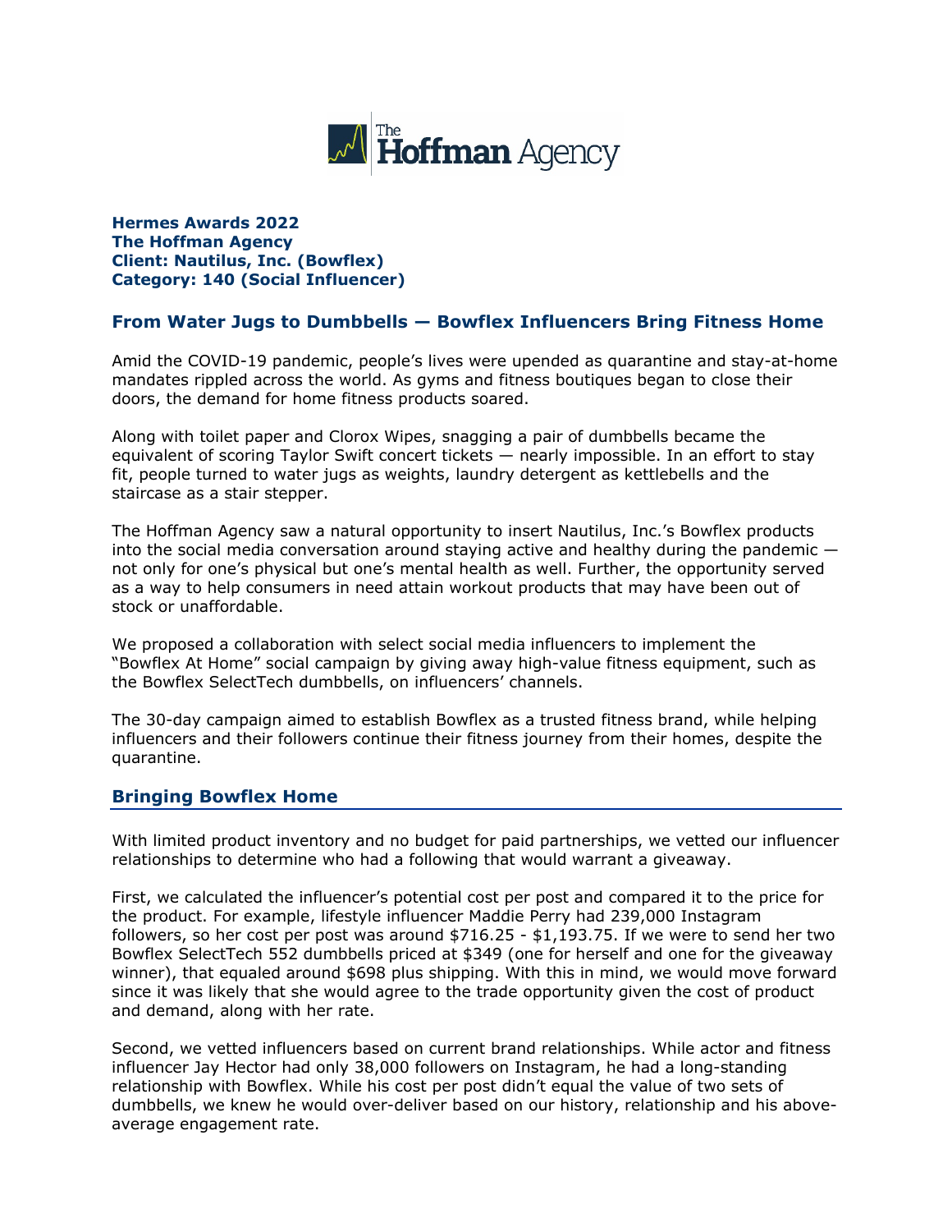**Hermes Awards 2022**
**The Hoffman Agency**
**Client: Nautilus, Inc. (Bowflex)**
**Category: 140 (Social Influencer)**

## From Water Jugs to Dumbbells — Bowflex Influencers Bring Fitness Home

Amid the COVID-19 pandemic, people's lives were upended as quarantine and stay-at-home mandates rippled across the world. As gyms and fitness boutiques began to close their doors, the demand for home fitness products soared.

Along with toilet paper and Clorox Wipes, snagging a pair of dumbbells became the equivalent of scoring Taylor Swift concert tickets — nearly impossible. In an effort to stay fit, people turned to water jugs as weights, laundry detergent as kettlebells and the staircase as a stair stepper.

The Hoffman Agency saw a natural opportunity to insert Nautilus, Inc.'s Bowflex products into the social media conversation around staying active and healthy during the pandemic — not only for one's physical but one's mental health as well. Further, the opportunity served as a way to help consumers in need attain workout products that may have been out of stock or unaffordable.

We proposed a collaboration with select social media influencers to implement the "Bowflex At Home" social campaign by giving away high-value fitness equipment, such as the Bowflex SelectTech dumbbells, on influencers' channels.

The 30-day campaign aimed to establish Bowflex as a trusted fitness brand, while helping influencers and their followers continue their fitness journey from their homes, despite the quarantine.

## Bringing Bowflex Home

With limited product inventory and no budget for paid partnerships, we vetted our influencer relationships to determine who had a following that would warrant a giveaway.

First, we calculated the influencer's potential cost per post and compared it to the price for the product. For example, lifestyle influencer Maddie Perry had 239,000 Instagram followers, so her cost per post was around $716.25 - $1,193.75. If we were to send her two Bowflex SelectTech 552 dumbbells priced at $349 (one for herself and one for the giveaway winner), that equaled around $698 plus shipping. With this in mind, we would move forward since it was likely that she would agree to the trade opportunity given the cost of product and demand, along with her rate.

Second, we vetted influencers based on current brand relationships. While actor and fitness influencer Jay Hector had only 38,000 followers on Instagram, he had a long-standing relationship with Bowflex. While his cost per post didn't equal the value of two sets of dumbbells, we knew he would over-deliver based on our history, relationship and his above-average engagement rate.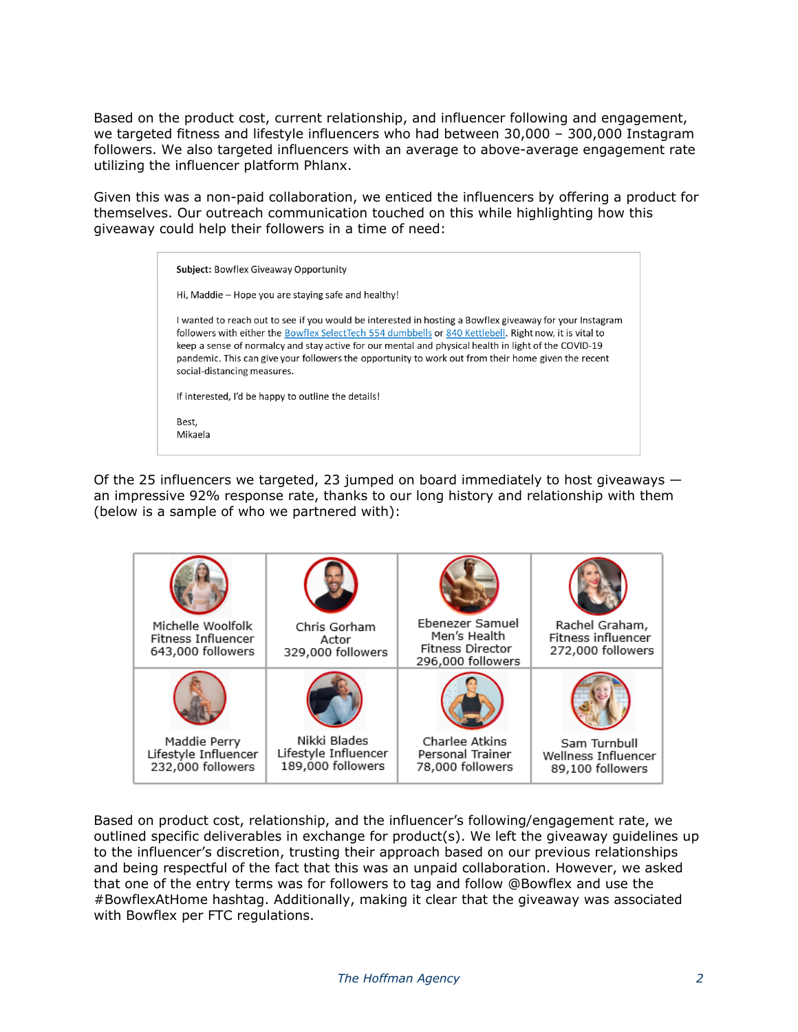Based on the product cost, current relationship, and influencer following and engagement, we targeted fitness and lifestyle influencers who had between 30,000 – 300,000 Instagram followers. We also targeted influencers with an average to above-average engagement rate utilizing the influencer platform Phlanx.

Given this was a non-paid collaboration, we enticed the influencers by offering a product for themselves. Our outreach communication touched on this while highlighting how this giveaway could help their followers in a time of need:

> **Subject:** Bowflex Giveaway Opportunity
>
> Hi, Maddie – Hope you are staying safe and healthy!
>
> I wanted to reach out to see if you would be interested in hosting a Bowflex giveaway for your Instagram followers with either the Bowflex SelectTech 554 dumbbells or 840 Kettlebell. Right now, it is vital to keep a sense of normalcy and stay active for our mental and physical health in light of the COVID-19 pandemic. This can give your followers the opportunity to work out from their home given the recent social-distancing measures.
>
> If interested, I'd be happy to outline the details!
>
> Best,
> Mikaela

Of the 25 influencers we targeted, 23 jumped on board immediately to host giveaways — an impressive 92% response rate, thanks to our long history and relationship with them (below is a sample of who we partnered with):

| | | | |
|---|---|---|---|
| Michelle Woolfolk<br>Fitness Influencer<br>643,000 followers | Chris Gorham<br>Actor<br>329,000 followers | Ebenezer Samuel<br>Men's Health<br>Fitness Director<br>296,000 followers | Rachel Graham,<br>Fitness influencer<br>272,000 followers |
| Maddie Perry<br>Lifestyle Influencer<br>232,000 followers | Nikki Blades<br>Lifestyle Influencer<br>189,000 followers | Charlee Atkins<br>Personal Trainer<br>78,000 followers | Sam Turnbull<br>Wellness Influencer<br>89,100 followers |

Based on product cost, relationship, and the influencer's following/engagement rate, we outlined specific deliverables in exchange for product(s). We left the giveaway guidelines up to the influencer's discretion, trusting their approach based on our previous relationships and being respectful of the fact that this was an unpaid collaboration. However, we asked that one of the entry terms was for followers to tag and follow @Bowflex and use the #BowflexAtHome hashtag. Additionally, making it clear that the giveaway was associated with Bowflex per FTC regulations.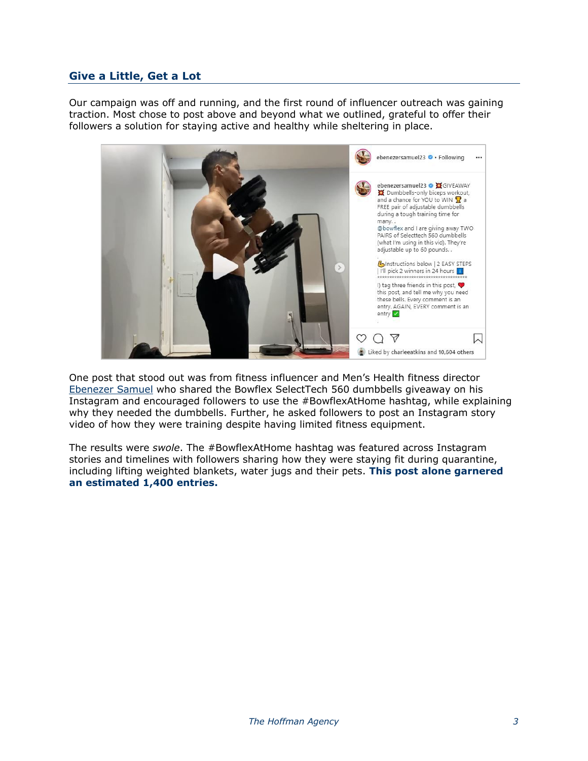## Give a Little, Get a Lot

Our campaign was off and running, and the first round of influencer outreach was gaining traction. Most chose to post above and beyond what we outlined, grateful to offer their followers a solution for staying active and healthy while sheltering in place.

One post that stood out was from fitness influencer and Men's Health fitness director [Ebenezer Samuel] who shared the Bowflex SelectTech 560 dumbbells giveaway on his Instagram and encouraged followers to use the #BowflexAtHome hashtag, while explaining why they needed the dumbbells. Further, he asked followers to post an Instagram story video of how they were training despite having limited fitness equipment.

The results were *swole*. The #BowflexAtHome hashtag was featured across Instagram stories and timelines with followers sharing how they were staying fit during quarantine, including lifting weighted blankets, water jugs and their pets. **This post alone garnered an estimated 1,400 entries.**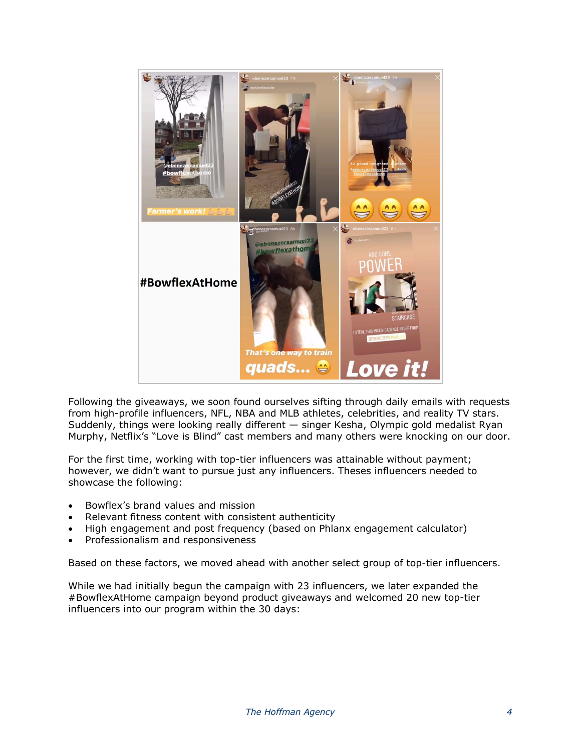#BowflexAtHome

Following the giveaways, we soon found ourselves sifting through daily emails with requests from high-profile influencers, NFL, NBA and MLB athletes, celebrities, and reality TV stars. Suddenly, things were looking really different — singer Kesha, Olympic gold medalist Ryan Murphy, Netflix's "Love is Blind" cast members and many others were knocking on our door.

For the first time, working with top-tier influencers was attainable without payment; however, we didn't want to pursue just any influencers. Theses influencers needed to showcase the following:

- Bowflex's brand values and mission
- Relevant fitness content with consistent authenticity
- High engagement and post frequency (based on Phlanx engagement calculator)
- Professionalism and responsiveness

Based on these factors, we moved ahead with another select group of top-tier influencers.

While we had initially begun the campaign with 23 influencers, we later expanded the #BowflexAtHome campaign beyond product giveaways and welcomed 20 new top-tier influencers into our program within the 30 days: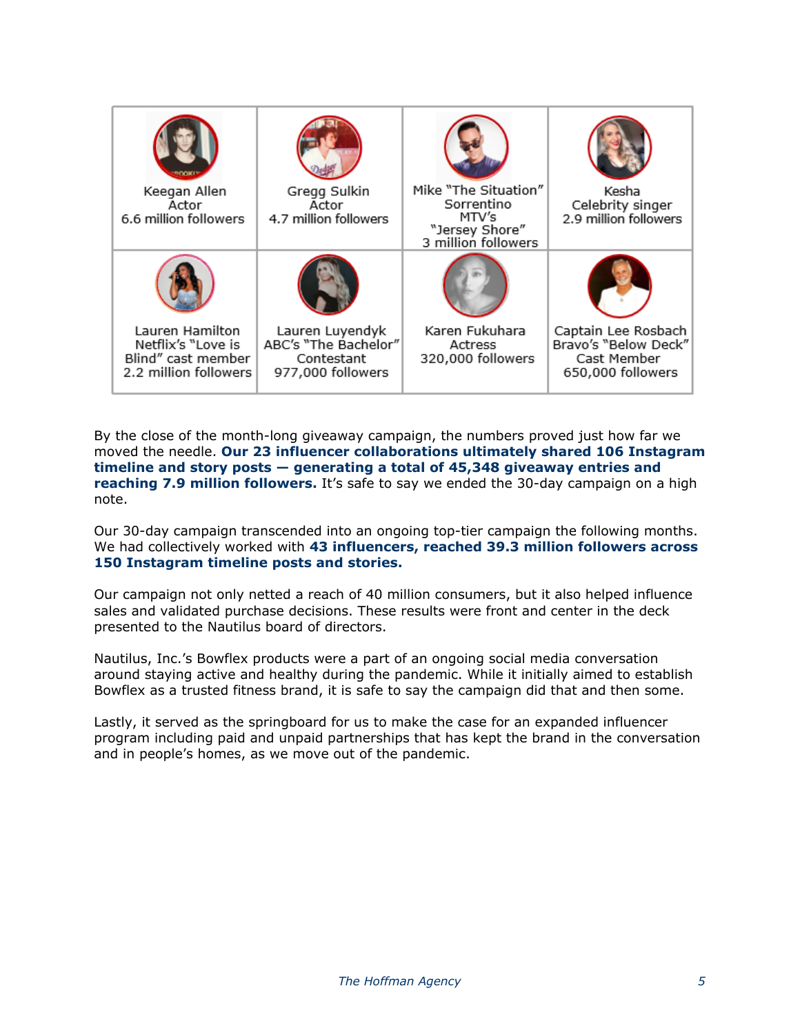| | | | |
|---|---|---|---|
| Keegan Allen<br>Actor<br>6.6 million followers | Gregg Sulkin<br>Actor<br>4.7 million followers | Mike "The Situation" Sorrentino<br>MTV's<br>"Jersey Shore"<br>3 million followers | Kesha<br>Celebrity singer<br>2.9 million followers |
| Lauren Hamilton<br>Netflix's "Love is Blind" cast member<br>2.2 million followers | Lauren Luyendyk<br>ABC's "The Bachelor" Contestant<br>977,000 followers | Karen Fukuhara<br>Actress<br>320,000 followers | Captain Lee Rosbach<br>Bravo's "Below Deck" Cast Member<br>650,000 followers |

By the close of the month-long giveaway campaign, the numbers proved just how far we moved the needle. **Our 23 influencer collaborations ultimately shared 106 Instagram timeline and story posts — generating a total of 45,348 giveaway entries and reaching 7.9 million followers.** It's safe to say we ended the 30-day campaign on a high note.

Our 30-day campaign transcended into an ongoing top-tier campaign the following months. We had collectively worked with **43 influencers, reached 39.3 million followers across 150 Instagram timeline posts and stories.**

Our campaign not only netted a reach of 40 million consumers, but it also helped influence sales and validated purchase decisions. These results were front and center in the deck presented to the Nautilus board of directors.

Nautilus, Inc.'s Bowflex products were a part of an ongoing social media conversation around staying active and healthy during the pandemic. While it initially aimed to establish Bowflex as a trusted fitness brand, it is safe to say the campaign did that and then some.

Lastly, it served as the springboard for us to make the case for an expanded influencer program including paid and unpaid partnerships that has kept the brand in the conversation and in people's homes, as we move out of the pandemic.